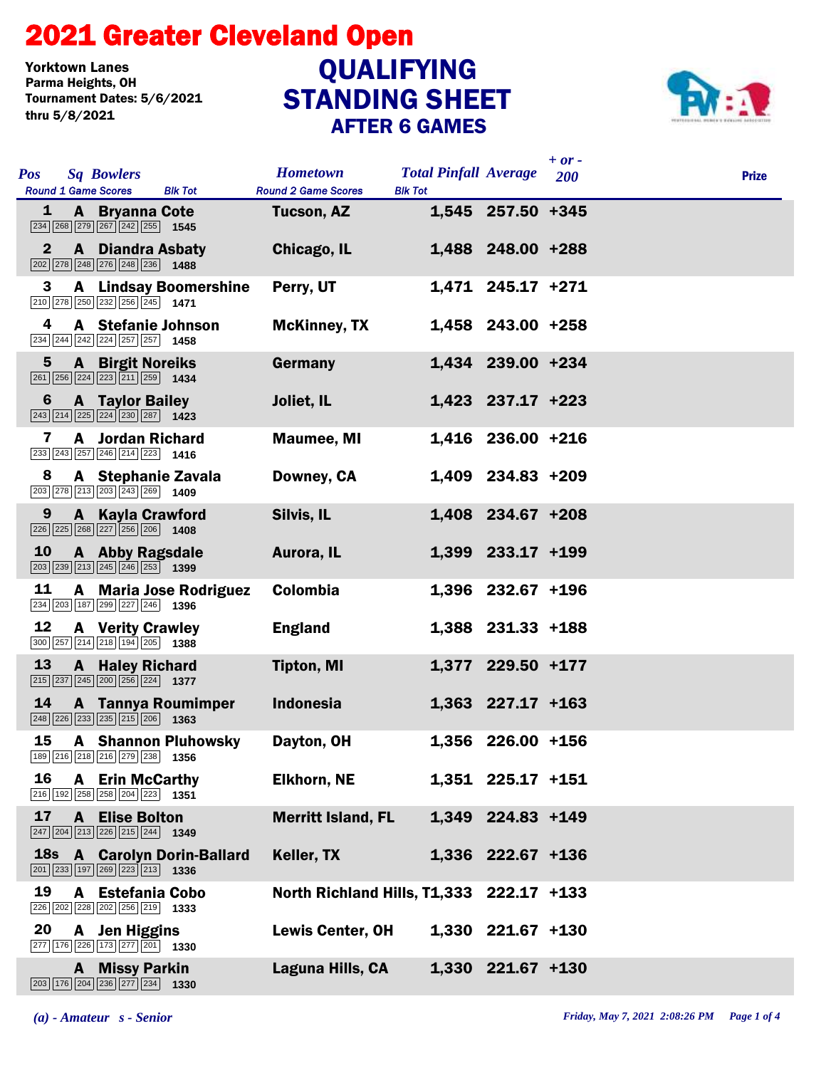# 2021 Greater Cleveland Open

Yorktown Lanes
Parma Heights, OH
Tournament Dates: 5/6/2021 thru 5/8/2021

## QUALIFYING STANDING SHEET
### AFTER 6 GAMES

| Pos | Sq | Bowlers | Round 1 Game Scores | Blk Tot | Hometown | Total Pinfall | Average | + or - 200 | Prize |
|---|---|---|---|---|---|---|---|---|---|
| 1 | A | Bryanna Cote | 234 268 279 267 242 255 | 1545 | Tucson, AZ | 1,545 | 257.50 | +345 | |
| 2 | A | Diandra Asbaty | 202 278 248 276 248 236 | 1488 | Chicago, IL | 1,488 | 248.00 | +288 | |
| 3 | A | Lindsay Boomershine | 210 278 250 232 256 245 | 1471 | Perry, UT | 1,471 | 245.17 | +271 | |
| 4 | A | Stefanie Johnson | 234 244 242 224 257 257 | 1458 | McKinney, TX | 1,458 | 243.00 | +258 | |
| 5 | A | Birgit Noreiks | 261 256 224 223 211 259 | 1434 | Germany | 1,434 | 239.00 | +234 | |
| 6 | A | Taylor Bailey | 243 214 225 224 230 287 | 1423 | Joliet, IL | 1,423 | 237.17 | +223 | |
| 7 | A | Jordan Richard | 233 243 257 246 214 223 | 1416 | Maumee, MI | 1,416 | 236.00 | +216 | |
| 8 | A | Stephanie Zavala | 203 278 213 203 243 269 | 1409 | Downey, CA | 1,409 | 234.83 | +209 | |
| 9 | A | Kayla Crawford | 226 225 268 227 256 206 | 1408 | Silvis, IL | 1,408 | 234.67 | +208 | |
| 10 | A | Abby Ragsdale | 203 239 213 245 246 253 | 1399 | Aurora, IL | 1,399 | 233.17 | +199 | |
| 11 | A | Maria Jose Rodriguez | 234 203 187 299 227 246 | 1396 | Colombia | 1,396 | 232.67 | +196 | |
| 12 | A | Verity Crawley | 300 257 214 218 194 205 | 1388 | England | 1,388 | 231.33 | +188 | |
| 13 | A | Haley Richard | 215 237 245 200 256 224 | 1377 | Tipton, MI | 1,377 | 229.50 | +177 | |
| 14 | A | Tannya Roumimper | 248 226 233 235 215 206 | 1363 | Indonesia | 1,363 | 227.17 | +163 | |
| 15 | A | Shannon Pluhowsky | 189 216 218 216 279 238 | 1356 | Dayton, OH | 1,356 | 226.00 | +156 | |
| 16 | A | Erin McCarthy | 216 192 258 258 204 223 | 1351 | Elkhorn, NE | 1,351 | 225.17 | +151 | |
| 17 | A | Elise Bolton | 247 204 213 226 215 244 | 1349 | Merritt Island, FL | 1,349 | 224.83 | +149 | |
| 18s | A | Carolyn Dorin-Ballard | 201 233 197 269 223 213 | 1336 | Keller, TX | 1,336 | 222.67 | +136 | |
| 19 | A | Estefania Cobo | 226 202 228 202 256 219 | 1333 | North Richland Hills, T | 1,333 | 222.17 | +133 | |
| 20 | A | Jen Higgins | 277 176 226 173 277 201 | 1330 | Lewis Center, OH | 1,330 | 221.67 | +130 | |
| | A | Missy Parkin | 203 176 204 236 277 234 | 1330 | Laguna Hills, CA | 1,330 | 221.67 | +130 | |

*(a) - Amateur s - Senior*

*Friday, May 7, 2021 2:08:26 PM*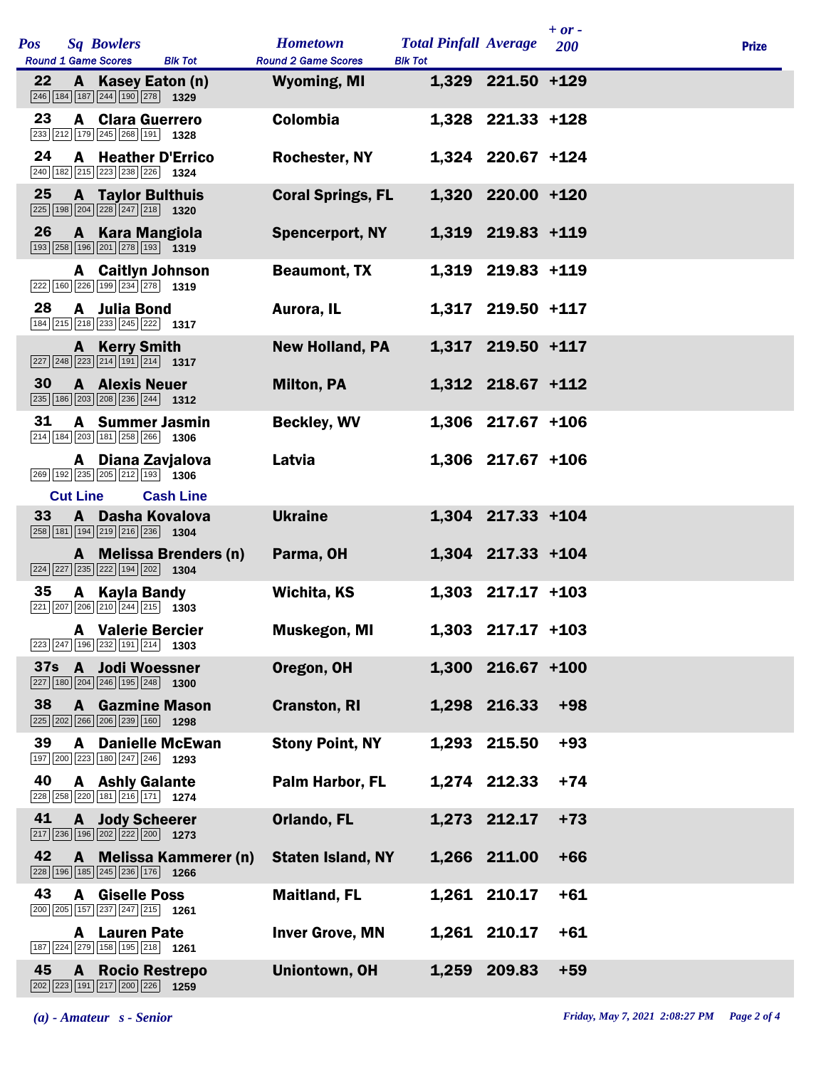| Pos | Sq | Bowlers | Round 1 Game Scores | | | | | | Blk Tot | Hometown | Total Pinfall | Average | + or - 200 | Prize |
|---|---|---|---|---|---|---|---|---|---|---|---|---|---|---|
| 22 | A | Kasey Eaton (n) | 246 | 184 | 187 | 244 | 190 | 278 | 1329 | Wyoming, MI | 1,329 | 221.50 | +129 | |
| 23 | A | Clara Guerrero | 233 | 212 | 179 | 245 | 268 | 191 | 1328 | Colombia | 1,328 | 221.33 | +128 | |
| 24 | A | Heather D'Errico | 240 | 182 | 215 | 223 | 238 | 226 | 1324 | Rochester, NY | 1,324 | 220.67 | +124 | |
| 25 | A | Taylor Bulthuis | 225 | 198 | 204 | 228 | 247 | 218 | 1320 | Coral Springs, FL | 1,320 | 220.00 | +120 | |
| 26 | A | Kara Mangiola | 193 | 258 | 196 | 201 | 278 | 193 | 1319 | Spencerport, NY | 1,319 | 219.83 | +119 | |
| | A | Caitlyn Johnson | 222 | 160 | 226 | 199 | 234 | 278 | 1319 | Beaumont, TX | 1,319 | 219.83 | +119 | |
| 28 | A | Julia Bond | 184 | 215 | 218 | 233 | 245 | 222 | 1317 | Aurora, IL | 1,317 | 219.50 | +117 | |
| | A | Kerry Smith | 227 | 248 | 223 | 214 | 191 | 214 | 1317 | New Holland, PA | 1,317 | 219.50 | +117 | |
| 30 | A | Alexis Neuer | 235 | 186 | 203 | 208 | 236 | 244 | 1312 | Milton, PA | 1,312 | 218.67 | +112 | |
| 31 | A | Summer Jasmin | 214 | 184 | 203 | 181 | 258 | 266 | 1306 | Beckley, WV | 1,306 | 217.67 | +106 | |
| | A | Diana Zavjalova | 269 | 192 | 235 | 205 | 212 | 193 | 1306 | Latvia | 1,306 | 217.67 | +106 | |
| Cut Line | | Cash Line | | | | | | | | | | | | |
| 33 | A | Dasha Kovalova | 258 | 181 | 194 | 219 | 216 | 236 | 1304 | Ukraine | 1,304 | 217.33 | +104 | |
| | A | Melissa Brenders (n) | 224 | 227 | 235 | 222 | 194 | 202 | 1304 | Parma, OH | 1,304 | 217.33 | +104 | |
| 35 | A | Kayla Bandy | 221 | 207 | 206 | 210 | 244 | 215 | 1303 | Wichita, KS | 1,303 | 217.17 | +103 | |
| | A | Valerie Bercier | 223 | 247 | 196 | 232 | 191 | 214 | 1303 | Muskegon, MI | 1,303 | 217.17 | +103 | |
| 37s | A | Jodi Woessner | 227 | 180 | 204 | 246 | 195 | 248 | 1300 | Oregon, OH | 1,300 | 216.67 | +100 | |
| 38 | A | Gazmine Mason | 225 | 202 | 266 | 206 | 239 | 160 | 1298 | Cranston, RI | 1,298 | 216.33 | +98 | |
| 39 | A | Danielle McEwan | 197 | 200 | 223 | 180 | 247 | 246 | 1293 | Stony Point, NY | 1,293 | 215.50 | +93 | |
| 40 | A | Ashly Galante | 228 | 258 | 220 | 181 | 216 | 171 | 1274 | Palm Harbor, FL | 1,274 | 212.33 | +74 | |
| 41 | A | Jody Scheerer | 217 | 236 | 196 | 202 | 222 | 200 | 1273 | Orlando, FL | 1,273 | 212.17 | +73 | |
| 42 | A | Melissa Kammerer (n) | 228 | 196 | 185 | 245 | 236 | 176 | 1266 | Staten Island, NY | 1,266 | 211.00 | +66 | |
| 43 | A | Giselle Poss | 200 | 205 | 157 | 237 | 247 | 215 | 1261 | Maitland, FL | 1,261 | 210.17 | +61 | |
| | A | Lauren Pate | 187 | 224 | 279 | 158 | 195 | 218 | 1261 | Inver Grove, MN | 1,261 | 210.17 | +61 | |
| 45 | A | Rocio Restrepo | 202 | 223 | 191 | 217 | 200 | 226 | 1259 | Uniontown, OH | 1,259 | 209.83 | +59 | |

*(a) - Amateur s - Senior*

*Friday, May 7, 2021 2:08:27 PM*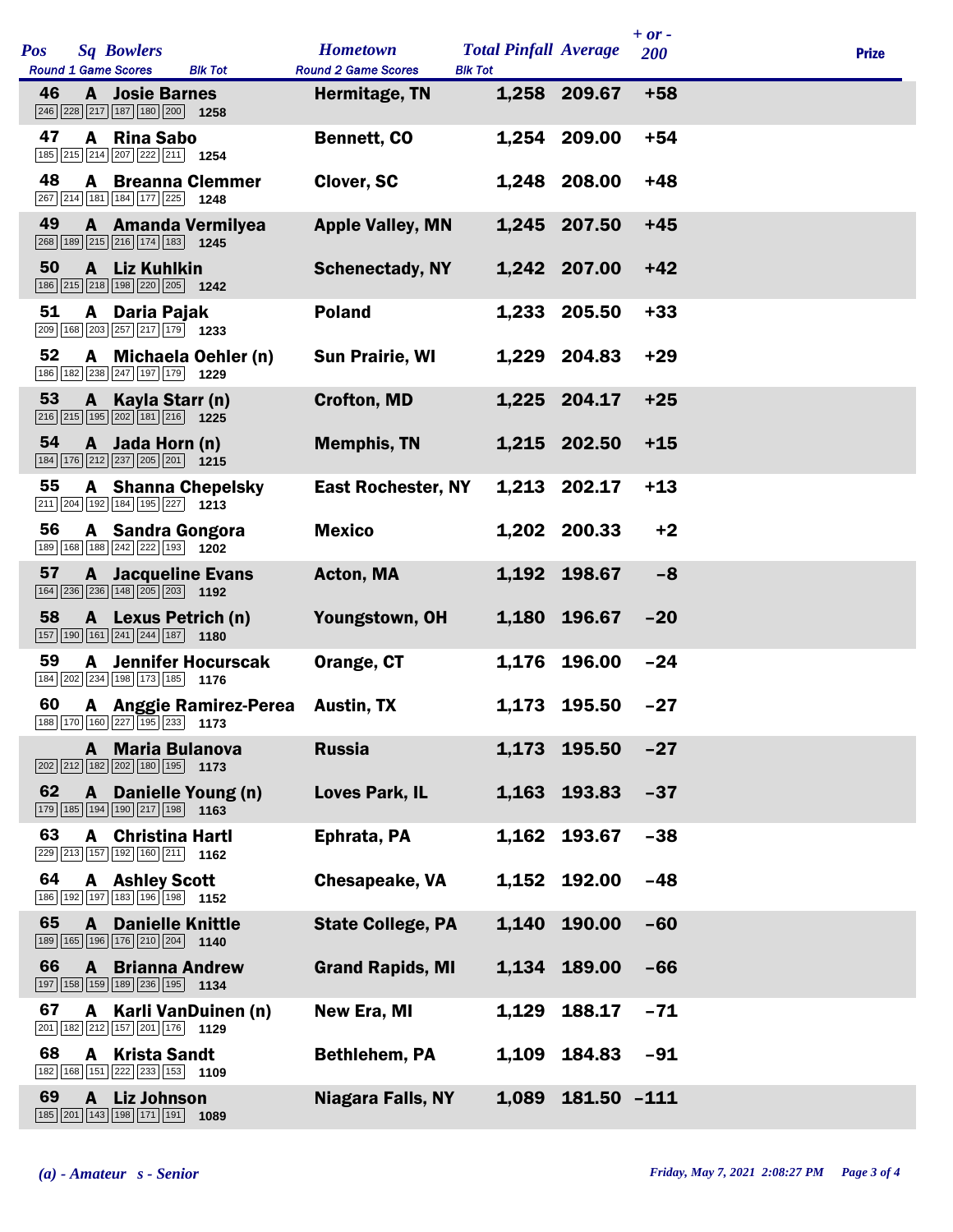| Pos | Sq | Bowlers | Hometown | Total Pinfall | Average | + or - 200 | Prize |
|---|---|---|---|---|---|---|---|
| | | Round 1 Game Scores / Blk Tot | Round 2 Game Scores / Blk Tot | | | | |
| 46 | A | Josie Barnes<br>246 228 217 187 180 200 1258 | Hermitage, TN | 1,258 | 209.67 | +58 | |
| 47 | A | Rina Sabo<br>185 215 214 207 222 211 1254 | Bennett, CO | 1,254 | 209.00 | +54 | |
| 48 | A | Breanna Clemmer<br>267 214 181 184 177 225 1248 | Clover, SC | 1,248 | 208.00 | +48 | |
| 49 | A | Amanda Vermilyea<br>268 189 215 216 174 183 1245 | Apple Valley, MN | 1,245 | 207.50 | +45 | |
| 50 | A | Liz Kuhlkin<br>186 215 218 198 220 205 1242 | Schenectady, NY | 1,242 | 207.00 | +42 | |
| 51 | A | Daria Pajak<br>209 168 203 257 217 179 1233 | Poland | 1,233 | 205.50 | +33 | |
| 52 | A | Michaela Oehler (n)<br>186 182 238 247 197 179 1229 | Sun Prairie, WI | 1,229 | 204.83 | +29 | |
| 53 | A | Kayla Starr (n)<br>216 215 195 202 181 216 1225 | Crofton, MD | 1,225 | 204.17 | +25 | |
| 54 | A | Jada Horn (n)<br>184 176 212 237 205 201 1215 | Memphis, TN | 1,215 | 202.50 | +15 | |
| 55 | A | Shanna Chepelsky<br>211 204 192 184 195 227 1213 | East Rochester, NY | 1,213 | 202.17 | +13 | |
| 56 | A | Sandra Gongora<br>189 168 188 242 222 193 1202 | Mexico | 1,202 | 200.33 | +2 | |
| 57 | A | Jacqueline Evans<br>164 236 236 148 205 203 1192 | Acton, MA | 1,192 | 198.67 | -8 | |
| 58 | A | Lexus Petrich (n)<br>157 190 161 241 244 187 1180 | Youngstown, OH | 1,180 | 196.67 | -20 | |
| 59 | A | Jennifer Hocurscak<br>184 202 234 198 173 185 1176 | Orange, CT | 1,176 | 196.00 | -24 | |
| 60 | A | Anggie Ramirez-Perea<br>188 170 160 227 195 233 1173 | Austin, TX | 1,173 | 195.50 | -27 | |
| | A | Maria Bulanova<br>202 212 182 202 180 195 1173 | Russia | 1,173 | 195.50 | -27 | |
| 62 | A | Danielle Young (n)<br>179 185 194 190 217 198 1163 | Loves Park, IL | 1,163 | 193.83 | -37 | |
| 63 | A | Christina Hartl<br>229 213 157 192 160 211 1162 | Ephrata, PA | 1,162 | 193.67 | -38 | |
| 64 | A | Ashley Scott<br>186 192 197 183 196 198 1152 | Chesapeake, VA | 1,152 | 192.00 | -48 | |
| 65 | A | Danielle Knittle<br>189 165 196 176 210 204 1140 | State College, PA | 1,140 | 190.00 | -60 | |
| 66 | A | Brianna Andrew<br>197 158 159 189 236 195 1134 | Grand Rapids, MI | 1,134 | 189.00 | -66 | |
| 67 | A | Karli VanDuinen (n)<br>201 182 212 157 201 176 1129 | New Era, MI | 1,129 | 188.17 | -71 | |
| 68 | A | Krista Sandt<br>182 168 151 222 233 153 1109 | Bethlehem, PA | 1,109 | 184.83 | -91 | |
| 69 | A | Liz Johnson<br>185 201 143 198 171 191 1089 | Niagara Falls, NY | 1,089 | 181.50 | -111 | |

*(a) - Amateur s - Senior*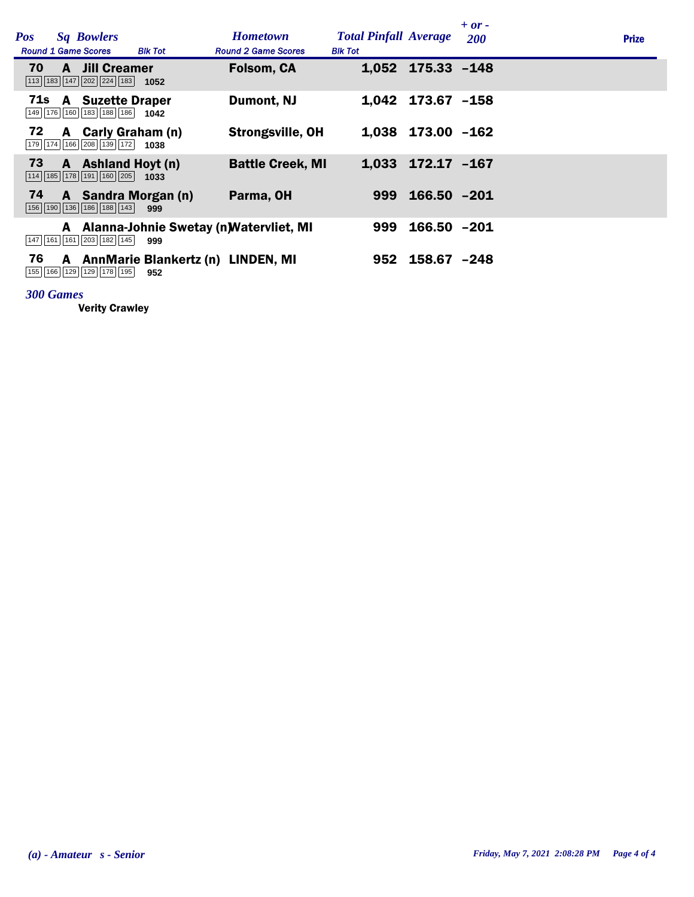| Pos | Sq | Bowlers | Hometown | Total Pinfall | Average | + or - 200 | Prize |
|---|---|---|---|---|---|---|---|
| Round 1 Game Scores | | Blk Tot | Round 2 Game Scores | Blk Tot | | | |
| 70 | A | Jill Creamer | Folsom, CA | 1,052 | 175.33 | -148 | |
| 113 183 147 202 224 183 | | 1052 | | | | | |
| 71s | A | Suzette Draper | Dumont, NJ | 1,042 | 173.67 | -158 | |
| 149 176 160 183 188 186 | | 1042 | | | | | |
| 72 | A | Carly Graham (n) | Strongsville, OH | 1,038 | 173.00 | -162 | |
| 179 174 166 208 139 172 | | 1038 | | | | | |
| 73 | A | Ashland Hoyt (n) | Battle Creek, MI | 1,033 | 172.17 | -167 | |
| 114 185 178 191 160 205 | | 1033 | | | | | |
| 74 | A | Sandra Morgan (n) | Parma, OH | 999 | 166.50 | -201 | |
| 156 190 136 186 188 143 | | 999 | | | | | |
| | A | Alanna-Johnie Swetay (n) | Watervliet, MI | 999 | 166.50 | -201 | |
| 147 161 161 203 182 145 | | 999 | | | | | |
| 76 | A | AnnMarie Blankertz (n) | LINDEN, MI | 952 | 158.67 | -248 | |
| 155 166 129 129 178 195 | | 952 | | | | | |

*300 Games*

Verity Crawley

*(a) - Amateur s - Senior*